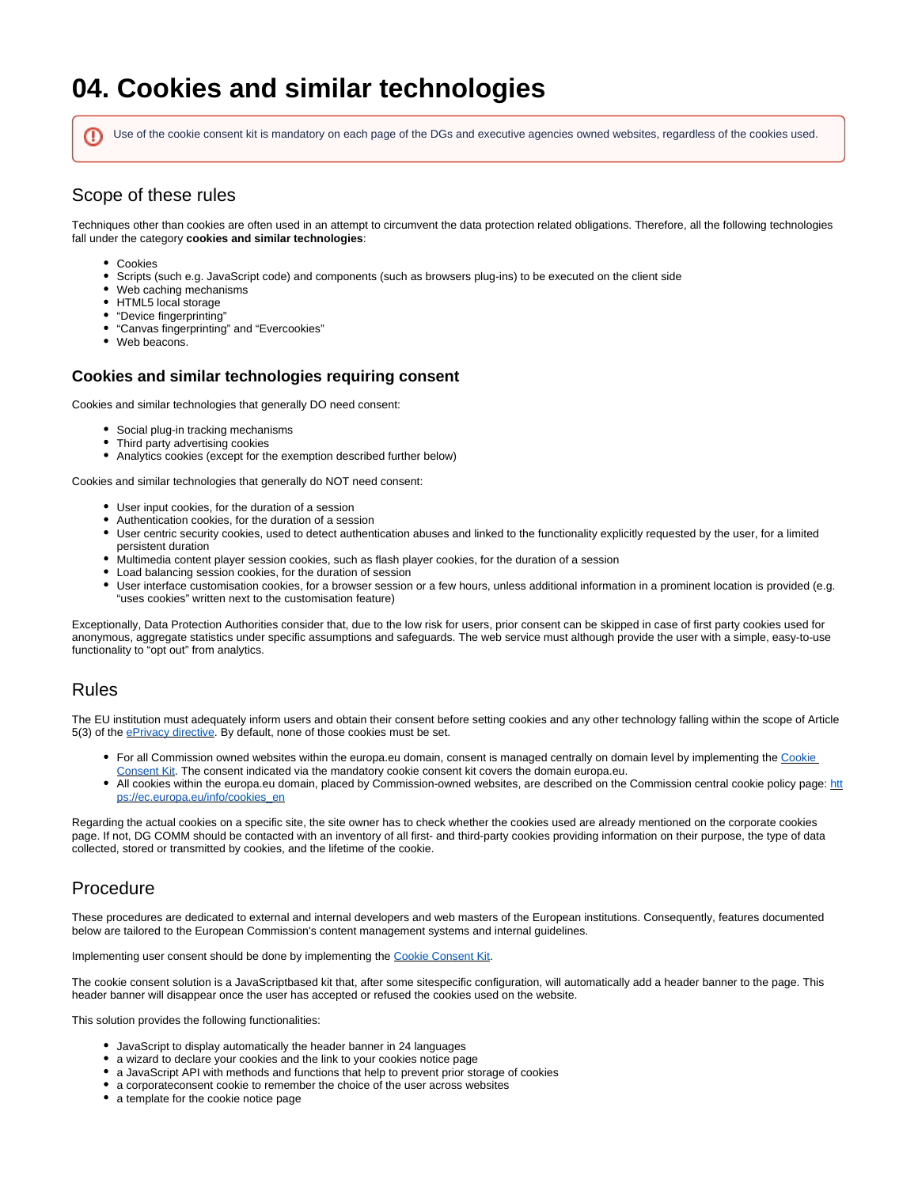# 04. Cookies and similar technologies

> Use of the cookie consent kit is mandatory on each page of the DGs and executive agencies owned websites, regardless of the cookies used.

## Scope of these rules

Techniques other than cookies are often used in an attempt to circumvent the data protection related obligations. Therefore, all the following technologies fall under the category **cookies and similar technologies**:

- Cookies
- Scripts (such e.g. JavaScript code) and components (such as browsers plug-ins) to be executed on the client side
- Web caching mechanisms
- HTML5 local storage
- "Device fingerprinting"
- "Canvas fingerprinting" and "Evercookies"
- Web beacons.

### Cookies and similar technologies requiring consent

Cookies and similar technologies that generally DO need consent:

- Social plug-in tracking mechanisms
- Third party advertising cookies
- Analytics cookies (except for the exemption described further below)

Cookies and similar technologies that generally do NOT need consent:

- User input cookies, for the duration of a session
- Authentication cookies, for the duration of a session
- User centric security cookies, used to detect authentication abuses and linked to the functionality explicitly requested by the user, for a limited persistent duration
- Multimedia content player session cookies, such as flash player cookies, for the duration of a session
- Load balancing session cookies, for the duration of session
- User interface customisation cookies, for a browser session or a few hours, unless additional information in a prominent location is provided (e.g. "uses cookies" written next to the customisation feature)

Exceptionally, Data Protection Authorities consider that, due to the low risk for users, prior consent can be skipped in case of first party cookies used for anonymous, aggregate statistics under specific assumptions and safeguards. The web service must although provide the user with a simple, easy-to-use functionality to "opt out" from analytics.

## Rules

The EU institution must adequately inform users and obtain their consent before setting cookies and any other technology falling within the scope of Article 5(3) of the [ePrivacy directive](). By default, none of those cookies must be set.

- For all Commission owned websites within the europa.eu domain, consent is managed centrally on domain level by implementing the [Cookie Consent Kit](). The consent indicated via the mandatory cookie consent kit covers the domain europa.eu.
- All cookies within the europa.eu domain, placed by Commission-owned websites, are described on the Commission central cookie policy page: [https://ec.europa.eu/info/cookies_en](https://ec.europa.eu/info/cookies_en)

Regarding the actual cookies on a specific site, the site owner has to check whether the cookies used are already mentioned on the corporate cookies page. If not, DG COMM should be contacted with an inventory of all first- and third-party cookies providing information on their purpose, the type of data collected, stored or transmitted by cookies, and the lifetime of the cookie.

## Procedure

These procedures are dedicated to external and internal developers and web masters of the European institutions. Consequently, features documented below are tailored to the European Commission's content management systems and internal guidelines.

Implementing user consent should be done by implementing the [Cookie Consent Kit]().

The cookie consent solution is a JavaScriptbased kit that, after some sitespecific configuration, will automatically add a header banner to the page. This header banner will disappear once the user has accepted or refused the cookies used on the website.

This solution provides the following functionalities:

- JavaScript to display automatically the header banner in 24 languages
- a wizard to declare your cookies and the link to your cookies notice page
- a JavaScript API with methods and functions that help to prevent prior storage of cookies
- a corporateconsent cookie to remember the choice of the user across websites
- a template for the cookie notice page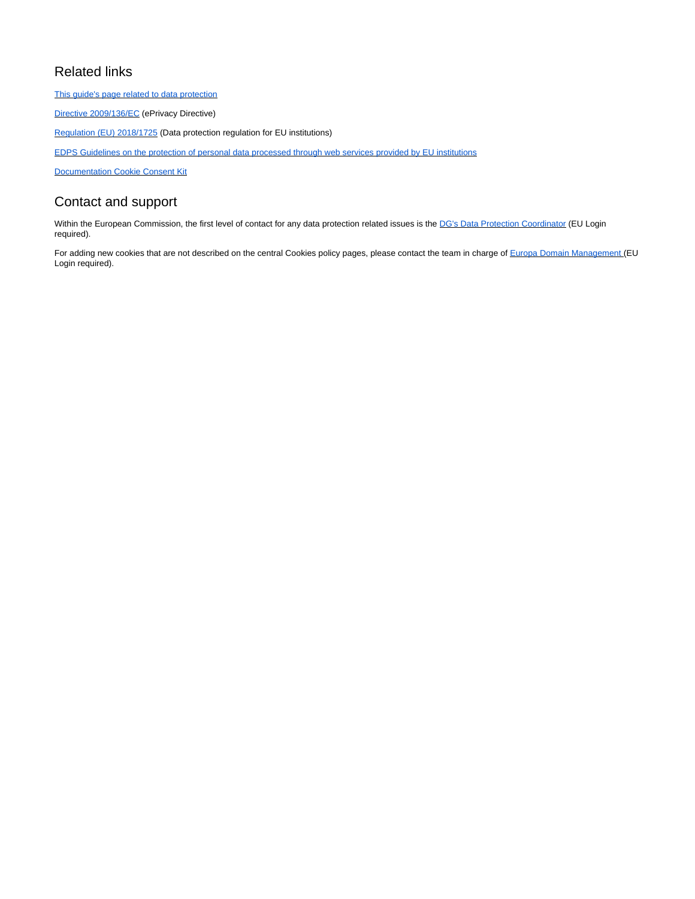## Related links

[This guide's page related to data protection]

[Directive 2009/136/EC] (ePrivacy Directive)

[Regulation (EU) 2018/1725] (Data protection regulation for EU institutions)

[EDPS Guidelines on the protection of personal data processed through web services provided by EU institutions]

[Documentation Cookie Consent Kit]

## Contact and support

Within the European Commission, the first level of contact for any data protection related issues is the DG's Data Protection Coordinator (EU Login required).

For adding new cookies that are not described on the central Cookies policy pages, please contact the team in charge of Europa Domain Management (EU Login required).